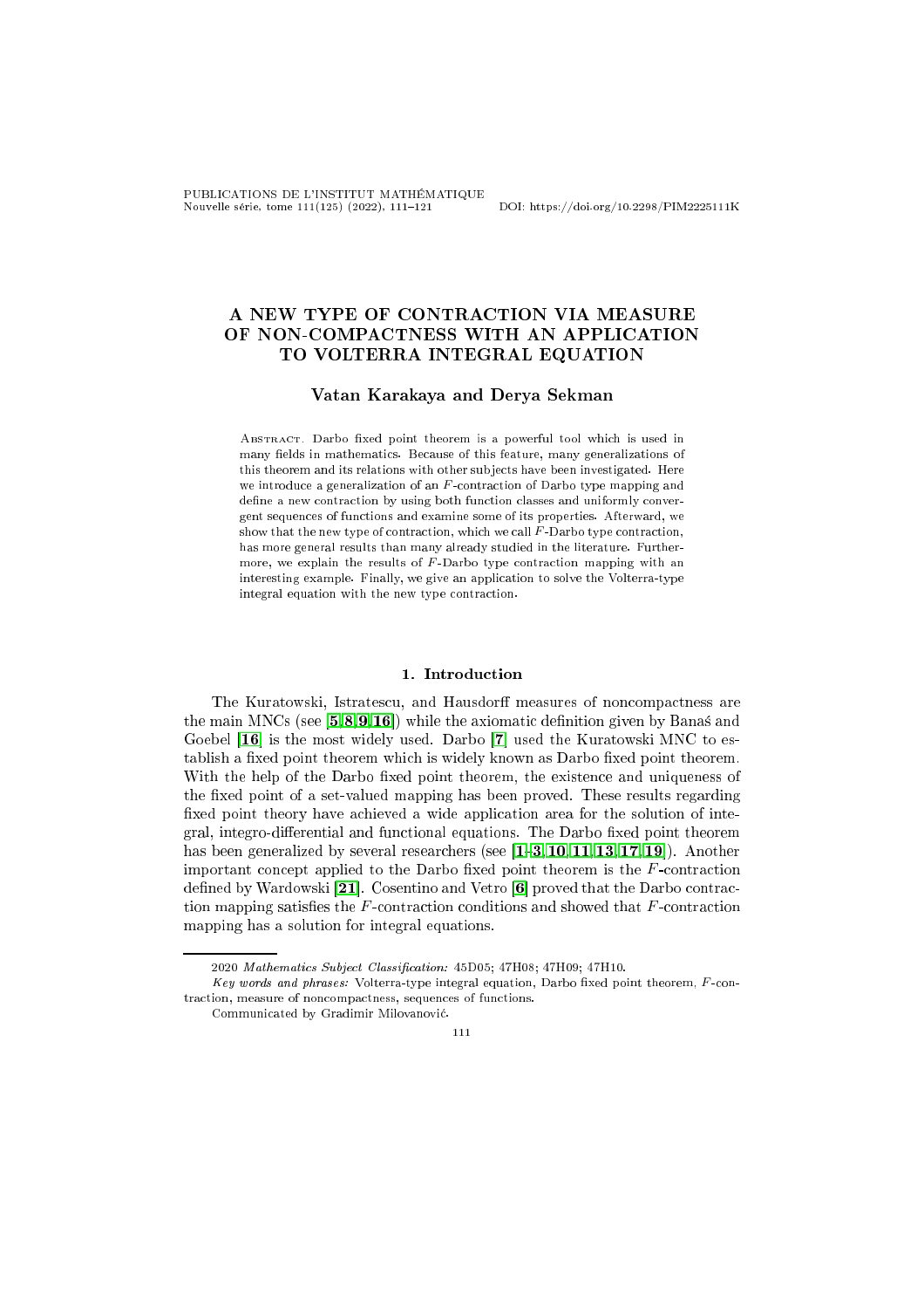# A NEW TYPE OF CONTRACTION VIA MEASURE OF NON-COMPACTNESS WITH AN APPLICATION TO VOLTERRA INTEGRAL EQUATION

**Vatan Karakaya and Derya Sekman**

Abstract. Darbo fixed point theorem is a powerful tool which is used in many fields in mathematics. Because of this feature, many generalizations of this theorem and its relations with other subjects have been investigated. Here we introduce a generalization of an $F$-contraction of Darbo type mapping and define a new contraction by using both function classes and uniformly convergent sequences of functions and examine some of its properties. Afterward, we show that the new type of contraction, which we call $F$-Darbo type contraction, has more general results than many already studied in the literature. Furthermore, we explain the results of $F$-Darbo type contraction mapping with an interesting example. Finally, we give an application to solve the Volterra-type integral equation with the new type contraction.

## 1. Introduction

The Kuratowski, Istratescu, and Hausdorff measures of noncompactness are the main MNCs (see [5,8,9,16]) while the axiomatic definition given by Banaś and Goebel [16] is the most widely used. Darbo [7] used the Kuratowski MNC to establish a fixed point theorem which is widely known as Darbo fixed point theorem. With the help of the Darbo fixed point theorem, the existence and uniqueness of the fixed point of a set-valued mapping has been proved. These results regarding fixed point theory have achieved a wide application area for the solution of integral, integro-differential and functional equations. The Darbo fixed point theorem has been generalized by several researchers (see [1–3,10,11,13,17,19]). Another important concept applied to the Darbo fixed point theorem is the $F$-contraction defined by Wardowski [21]. Cosentino and Vetro [6] proved that the Darbo contraction mapping satisfies the $F$-contraction conditions and showed that $F$-contraction mapping has a solution for integral equations.

---

2020 *Mathematics Subject Classification:* 45D05; 47H08; 47H09; 47H10.

*Key words and phrases:* Volterra-type integral equation, Darbo fixed point theorem, $F$-contraction, measure of noncompactness, sequences of functions.

Communicated by Gradimir Milovanović.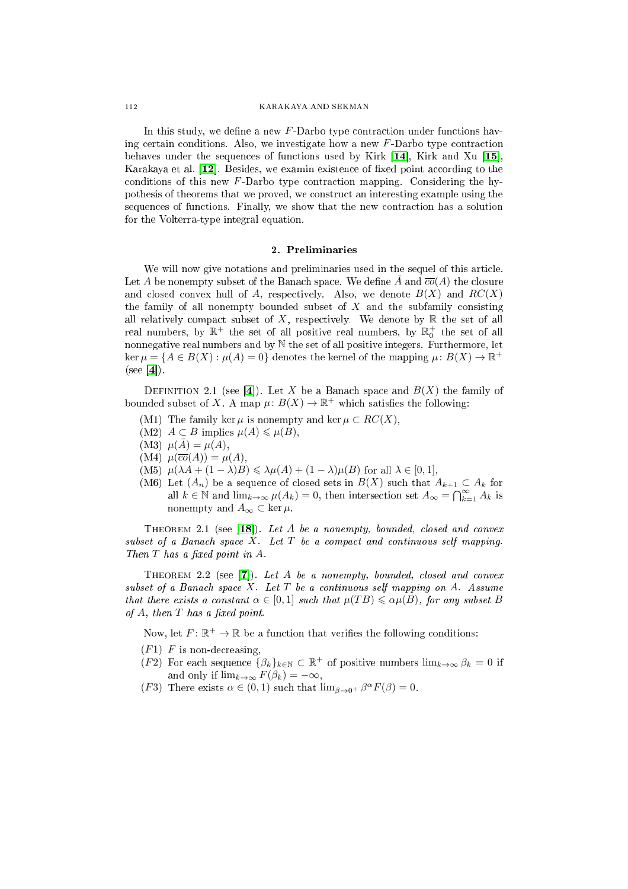In this study, we define a new $F$-Darbo type contraction under functions having certain conditions. Also, we investigate how a new $F$-Darbo type contraction behaves under the sequences of functions used by Kirk [**14**], Kirk and Xu [**15**], Karakaya et al. [**12**]. Besides, we examin existence of fixed point according to the conditions of this new $F$-Darbo type contraction mapping. Considering the hypothesis of theorems that we proved, we construct an interesting example using the sequences of functions. Finally, we show that the new contraction has a solution for the Volterra-type integral equation.

## 2. Preliminaries

We will now give notations and preliminaries used in the sequel of this article. Let $A$ be nonempty subset of the Banach space. We define $\bar{A}$ and $\overline{co}(A)$ the closure and closed convex hull of $A$, respectively. Also, we denote $B(X)$ and $RC(X)$ the family of all nonempty bounded subset of $X$ and the subfamily consisting all relatively compact subset of $X$, respectively. We denote by $\mathbb{R}$ the set of all real numbers, by $\mathbb{R}^+$ the set of all positive real numbers, by $\mathbb{R}_0^+$ the set of all nonnegative real numbers and by $\mathbb{N}$ the set of all positive integers. Furthermore, let $\ker \mu = \{A \in B(X) : \mu(A) = 0\}$ denotes the kernel of the mapping $\mu \colon B(X) \to \mathbb{R}^+$ (see [**4**]).

Definition 2.1 (see [**4**]). Let $X$ be a Banach space and $B(X)$ the family of bounded subset of $X$. A map $\mu \colon B(X) \to \mathbb{R}^+$ which satisfies the following:

(M1) The family $\ker \mu$ is nonempty and $\ker \mu \subset RC(X)$,
(M2) $A \subset B$ implies $\mu(A) \leqslant \mu(B)$,
(M3) $\mu(\bar{A}) = \mu(A)$,
(M4) $\mu(\overline{co}(A)) = \mu(A)$,
(M5) $\mu(\lambda A + (1-\lambda)B) \leqslant \lambda\mu(A) + (1-\lambda)\mu(B)$ for all $\lambda \in [0,1]$,
(M6) Let $(A_n)$ be a sequence of closed sets in $B(X)$ such that $A_{k+1} \subset A_k$ for all $k \in \mathbb{N}$ and $\lim_{k\to\infty} \mu(A_k) = 0$, then intersection set $A_\infty = \bigcap_{k=1}^{\infty} A_k$ is nonempty and $A_\infty \subset \ker \mu$.

Theorem 2.1 (see [**18**]). *Let $A$ be a nonempty, bounded, closed and convex subset of a Banach space $X$. Let $T$ be a compact and continuous self mapping. Then $T$ has a fixed point in $A$.*

Theorem 2.2 (see [**7**]). *Let $A$ be a nonempty, bounded, closed and convex subset of a Banach space $X$. Let $T$ be a continuous self mapping on $A$. Assume that there exists a constant $\alpha \in [0,1]$ such that $\mu(TB) \leqslant \alpha\mu(B)$, for any subset $B$ of $A$, then $T$ has a fixed point.*

Now, let $F \colon \mathbb{R}^+ \to \mathbb{R}$ be a function that verifies the following conditions:

$(F1)$ $F$ is non-decreasing,
$(F2)$ For each sequence $\{\beta_k\}_{k\in\mathbb{N}} \subset \mathbb{R}^+$ of positive numbers $\lim_{k\to\infty} \beta_k = 0$ if and only if $\lim_{k\to\infty} F(\beta_k) = -\infty$,
$(F3)$ There exists $\alpha \in (0,1)$ such that $\lim_{\beta\to 0^+} \beta^\alpha F(\beta) = 0$.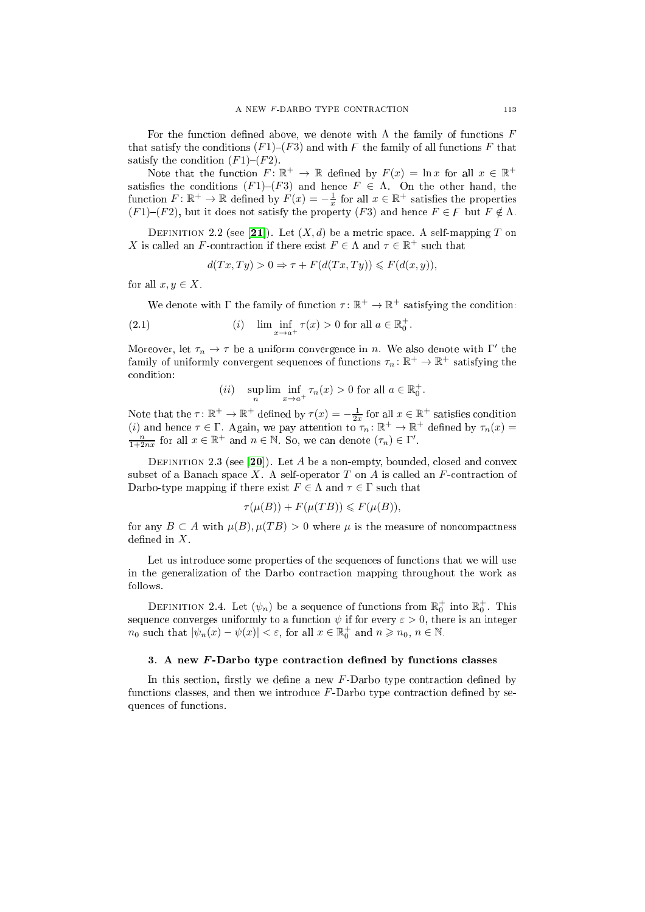For the function defined above, we denote with $\Lambda$ the family of functions $F$ that satisfy the conditions $(F1)$–$(F3)$ and with $\digamma$ the family of all functions $F$ that satisfy the condition $(F1)$–$(F2)$.

Note that the function $F\colon \mathbb{R}^+ \to \mathbb{R}$ defined by $F(x) = \ln x$ for all $x \in \mathbb{R}^+$ satisfies the conditions $(F1)$–$(F3)$ and hence $F \in \Lambda$. On the other hand, the function $F\colon \mathbb{R}^+ \to \mathbb{R}$ defined by $F(x) = -\frac{1}{x}$ for all $x \in \mathbb{R}^+$ satisfies the properties $(F1)$–$(F2)$, but it does not satisfy the property $(F3)$ and hence $F \in \digamma$ but $F \notin \Lambda$.

Definition 2.2 (see [21]). Let $(X, d)$ be a metric space. A self-mapping $T$ on $X$ is called an $F$-contraction if there exist $F \in \Lambda$ and $\tau \in \mathbb{R}^+$ such that

$$d(Tx, Ty) > 0 \Rightarrow \tau + F(d(Tx, Ty)) \leqslant F(d(x, y)),$$

for all $x, y \in X$.

We denote with $\Gamma$ the family of function $\tau\colon \mathbb{R}^+ \to \mathbb{R}^+$ satisfying the condition:

$$(i) \quad \lim_{x \to a^+} \inf \tau(x) > 0 \text{ for all } a \in \mathbb{R}_0^+. \tag{2.1}$$

Moreover, let $\tau_n \to \tau$ be a uniform convergence in $n$. We also denote with $\Gamma'$ the family of uniformly convergent sequences of functions $\tau_n\colon \mathbb{R}^+ \to \mathbb{R}^+$ satisfying the condition:

$$(ii) \quad \sup_n \lim_{x \to a^+} \inf \tau_n(x) > 0 \text{ for all } a \in \mathbb{R}_0^+.$$

Note that the $\tau\colon \mathbb{R}^+ \to \mathbb{R}^+$ defined by $\tau(x) = -\frac{1}{2x}$ for all $x \in \mathbb{R}^+$ satisfies condition $(i)$ and hence $\tau \in \Gamma$. Again, we pay attention to $\tau_n\colon \mathbb{R}^+ \to \mathbb{R}^+$ defined by $\tau_n(x) = \frac{n}{1+2nx}$ for all $x \in \mathbb{R}^+$ and $n \in \mathbb{N}$. So, we can denote $(\tau_n) \in \Gamma'$.

Definition 2.3 (see [20]). Let $A$ be a non-empty, bounded, closed and convex subset of a Banach space $X$. A self-operator $T$ on $A$ is called an $F$-contraction of Darbo-type mapping if there exist $F \in \Lambda$ and $\tau \in \Gamma$ such that

$$\tau(\mu(B)) + F(\mu(TB)) \leqslant F(\mu(B)),$$

for any $B \subset A$ with $\mu(B), \mu(TB) > 0$ where $\mu$ is the measure of noncompactness defined in $X$.

Let us introduce some properties of the sequences of functions that we will use in the generalization of the Darbo contraction mapping throughout the work as follows.

Definition 2.4. Let $(\psi_n)$ be a sequence of functions from $\mathbb{R}_0^+$ into $\mathbb{R}_0^+$. This sequence converges uniformly to a function $\psi$ if for every $\varepsilon > 0$, there is an integer $n_0$ such that $|\psi_n(x) - \psi(x)| < \varepsilon$, for all $x \in \mathbb{R}_0^+$ and $n \geqslant n_0$, $n \in \mathbb{N}$.

## 3. A new $F$-Darbo type contraction defined by functions classes

In this section, firstly we define a new $F$-Darbo type contraction defined by functions classes, and then we introduce $F$-Darbo type contraction defined by sequences of functions.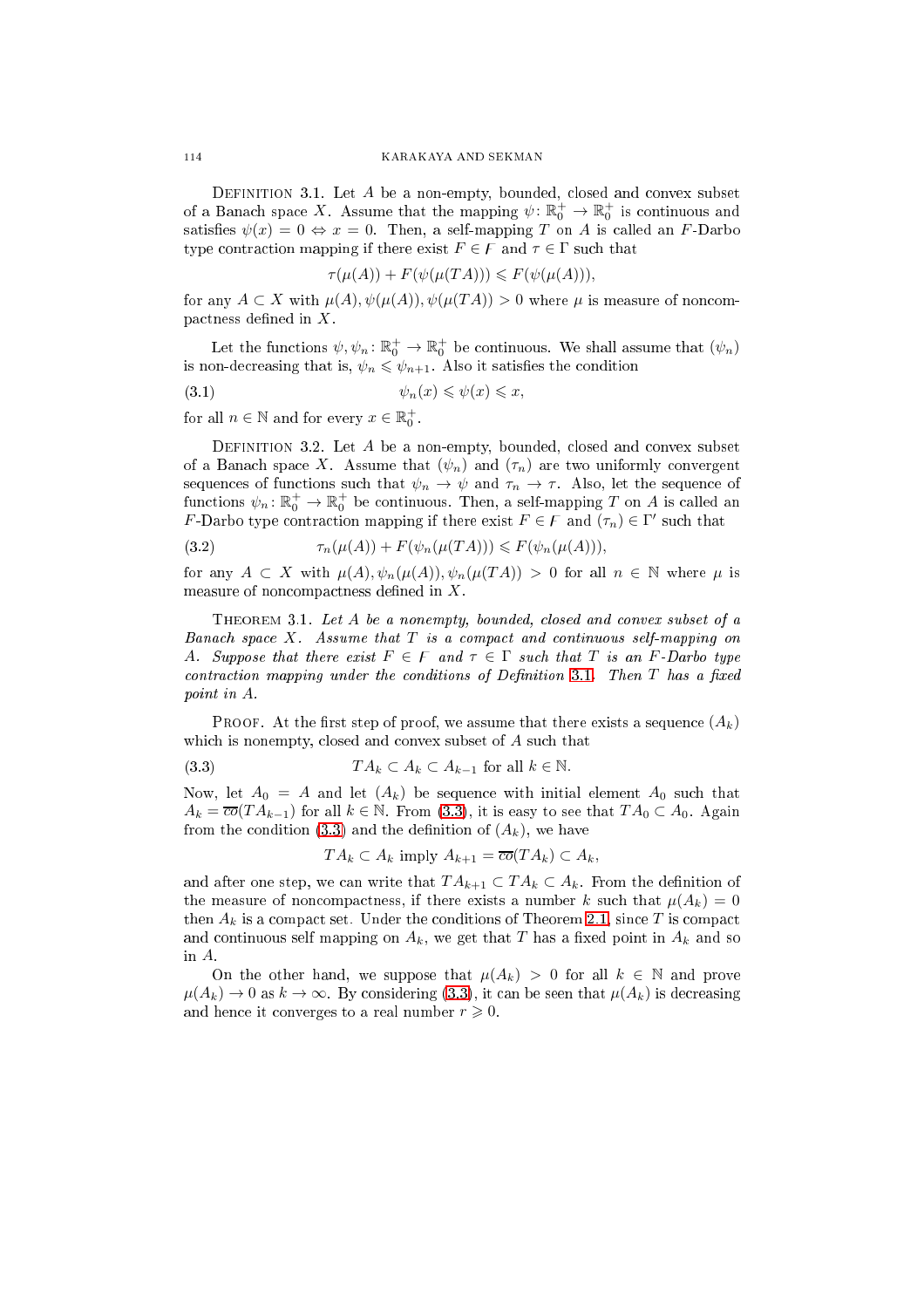Definition 3.1. Let $A$ be a non-empty, bounded, closed and convex subset of a Banach space $X$. Assume that the mapping $\psi\colon \mathbb{R}_0^+ \to \mathbb{R}_0^+$ is continuous and satisfies $\psi(x) = 0 \Leftrightarrow x = 0$. Then, a self-mapping $T$ on $A$ is called an $F$-Darbo type contraction mapping if there exist $F \in \digamma$ and $\tau \in \Gamma$ such that

$$\tau(\mu(A)) + F(\psi(\mu(TA))) \leqslant F(\psi(\mu(A))),$$

for any $A \subset X$ with $\mu(A), \psi(\mu(A)), \psi(\mu(TA)) > 0$ where $\mu$ is measure of noncompactness defined in $X$.

Let the functions $\psi, \psi_n\colon \mathbb{R}_0^+ \to \mathbb{R}_0^+$ be continuous. We shall assume that $(\psi_n)$ is non-decreasing that is, $\psi_n \leqslant \psi_{n+1}$. Also it satisfies the condition

$$\psi_n(x) \leqslant \psi(x) \leqslant x, \tag{3.1}$$

for all $n \in \mathbb{N}$ and for every $x \in \mathbb{R}_0^+$.

Definition 3.2. Let $A$ be a non-empty, bounded, closed and convex subset of a Banach space $X$. Assume that $(\psi_n)$ and $(\tau_n)$ are two uniformly convergent sequences of functions such that $\psi_n \to \psi$ and $\tau_n \to \tau$. Also, let the sequence of functions $\psi_n\colon \mathbb{R}_0^+ \to \mathbb{R}_0^+$ be continuous. Then, a self-mapping $T$ on $A$ is called an $F$-Darbo type contraction mapping if there exist $F \in \digamma$ and $(\tau_n) \in \Gamma'$ such that

$$\tau_n(\mu(A)) + F(\psi_n(\mu(TA))) \leqslant F(\psi_n(\mu(A))), \tag{3.2}$$

for any $A \subset X$ with $\mu(A), \psi_n(\mu(A)), \psi_n(\mu(TA)) > 0$ for all $n \in \mathbb{N}$ where $\mu$ is measure of noncompactness defined in $X$.

Theorem 3.1. *Let $A$ be a nonempty, bounded, closed and convex subset of a Banach space $X$. Assume that $T$ is a compact and continuous self-mapping on $A$. Suppose that there exist $F \in \digamma$ and $\tau \in \Gamma$ such that $T$ is an $F$-Darbo type contraction mapping under the conditions of Definition 3.1. Then $T$ has a fixed point in $A$.*

Proof. At the first step of proof, we assume that there exists a sequence $(A_k)$ which is nonempty, closed and convex subset of $A$ such that

$$TA_k \subset A_k \subset A_{k-1} \text{ for all } k \in \mathbb{N}. \tag{3.3}$$

Now, let $A_0 = A$ and let $(A_k)$ be sequence with initial element $A_0$ such that $A_k = \overline{co}(TA_{k-1})$ for all $k \in \mathbb{N}$. From (3.3), it is easy to see that $TA_0 \subset A_0$. Again from the condition (3.3) and the definition of $(A_k)$, we have

$$TA_k \subset A_k \text{ imply } A_{k+1} = \overline{co}(TA_k) \subset A_k,$$

and after one step, we can write that $TA_{k+1} \subset TA_k \subset A_k$. From the definition of the measure of noncompactness, if there exists a number $k$ such that $\mu(A_k) = 0$ then $A_k$ is a compact set. Under the conditions of Theorem 2.1, since $T$ is compact and continuous self mapping on $A_k$, we get that $T$ has a fixed point in $A_k$ and so in $A$.

On the other hand, we suppose that $\mu(A_k) > 0$ for all $k \in \mathbb{N}$ and prove $\mu(A_k) \to 0$ as $k \to \infty$. By considering (3.3), it can be seen that $\mu(A_k)$ is decreasing and hence it converges to a real number $r \geqslant 0$.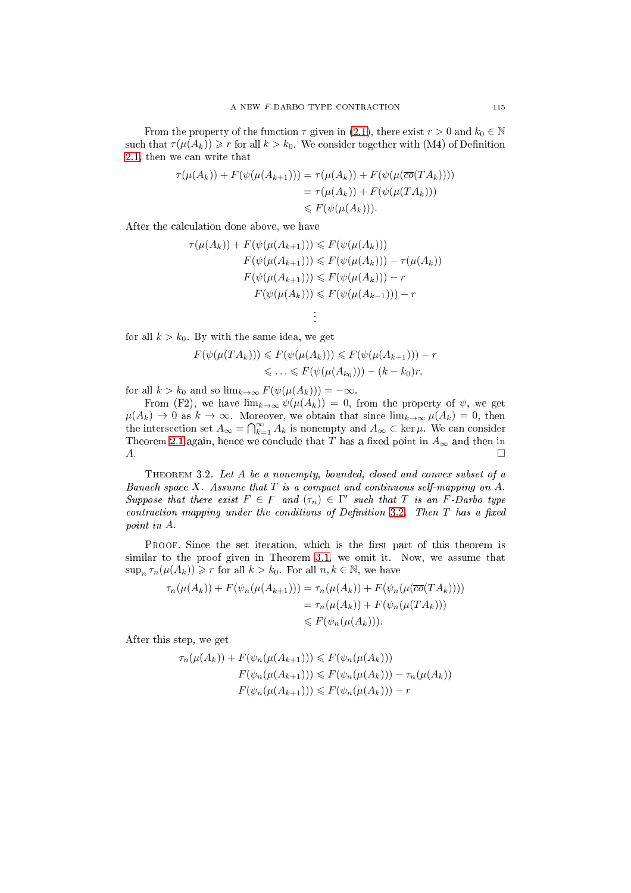From the property of the function $\tau$ given in (2.1), there exist $r > 0$ and $k_0 \in \mathbb{N}$ such that $\tau(\mu(A_k)) \geqslant r$ for all $k > k_0$. We consider together with (M4) of Definition 2.1, then we can write that

$$\begin{aligned}
\tau(\mu(A_k)) + F(\psi(\mu(A_{k+1}))) &= \tau(\mu(A_k)) + F(\psi(\mu(\overline{co}(TA_k)))) \\
&= \tau(\mu(A_k)) + F(\psi(\mu(TA_k))) \\
&\leqslant F(\psi(\mu(A_k))).
\end{aligned}$$

After the calculation done above, we have

$$\begin{aligned}
\tau(\mu(A_k)) + F(\psi(\mu(A_{k+1}))) &\leqslant F(\psi(\mu(A_k))) \\
F(\psi(\mu(A_{k+1}))) &\leqslant F(\psi(\mu(A_k))) - \tau(\mu(A_k)) \\
F(\psi(\mu(A_{k+1}))) &\leqslant F(\psi(\mu(A_k))) - r \\
F(\psi(\mu(A_k))) &\leqslant F(\psi(\mu(A_{k-1}))) - r \\
&\vdots
\end{aligned}$$

for all $k > k_0$. By with the same idea, we get

$$\begin{aligned}
F(\psi(\mu(TA_k))) \leqslant F(\psi(\mu(A_k))) &\leqslant F(\psi(\mu(A_{k-1}))) - r \\
&\leqslant \ldots \leqslant F(\psi(\mu(A_{k_0}))) - (k - k_0)r,
\end{aligned}$$

for all $k > k_0$ and so $\lim_{k\to\infty} F(\psi(\mu(A_k))) = -\infty$.

From (F2), we have $\lim_{k\to\infty} \psi(\mu(A_k)) = 0$, from the property of $\psi$, we get $\mu(A_k) \to 0$ as $k \to \infty$. Moreover, we obtain that since $\lim_{k\to\infty} \mu(A_k) = 0$, then the intersection set $A_\infty = \bigcap_{k=1}^{\infty} A_k$ is nonempty and $A_\infty \subset \ker \mu$. We can consider Theorem 2.1 again, hence we conclude that $T$ has a fixed point in $A_\infty$ and then in $A$. □

THEOREM 3.2. *Let $A$ be a nonempty, bounded, closed and convex subset of a Banach space $X$. Assume that $T$ is a compact and continuous self-mapping on $A$. Suppose that there exist $F \in \digamma$ and $(\tau_n) \in \Gamma'$ such that $T$ is an $F$-Darbo type contraction mapping under the conditions of Definition 3.2. Then $T$ has a fixed point in $A$.*

PROOF. Since the set iteration, which is the first part of this theorem is similar to the proof given in Theorem 3.1, we omit it. Now, we assume that $\sup_n \tau_n(\mu(A_k)) \geqslant r$ for all $k > k_0$. For all $n, k \in \mathbb{N}$, we have

$$\begin{aligned}
\tau_n(\mu(A_k)) + F(\psi_n(\mu(A_{k+1}))) &= \tau_n(\mu(A_k)) + F(\psi_n(\mu(\overline{co}(TA_k)))) \\
&= \tau_n(\mu(A_k)) + F(\psi_n(\mu(TA_k))) \\
&\leqslant F(\psi_n(\mu(A_k))).
\end{aligned}$$

After this step, we get

$$\begin{aligned}
\tau_n(\mu(A_k)) + F(\psi_n(\mu(A_{k+1}))) &\leqslant F(\psi_n(\mu(A_k))) \\
F(\psi_n(\mu(A_{k+1}))) &\leqslant F(\psi_n(\mu(A_k))) - \tau_n(\mu(A_k)) \\
F(\psi_n(\mu(A_{k+1}))) &\leqslant F(\psi_n(\mu(A_k))) - r
\end{aligned}$$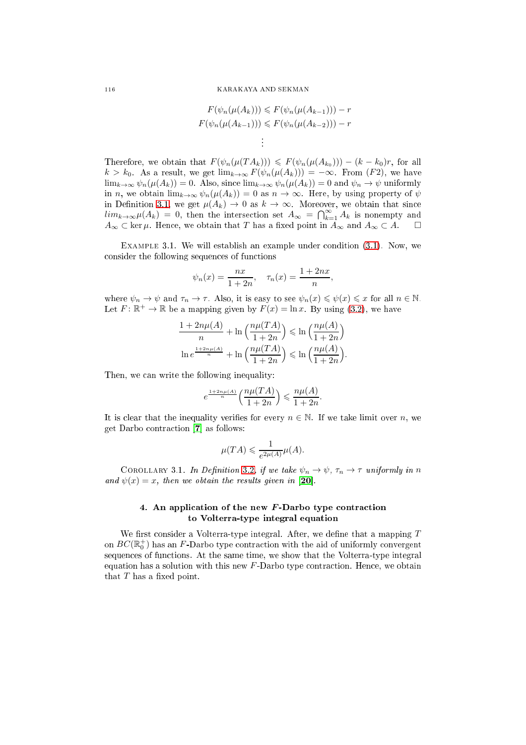$$F(\psi_n(\mu(A_k))) \leqslant F(\psi_n(\mu(A_{k-1}))) - r$$
$$F(\psi_n(\mu(A_{k-1}))) \leqslant F(\psi_n(\mu(A_{k-2}))) - r$$
$$\vdots$$

Therefore, we obtain that $F(\psi_n(\mu(TA_k))) \leqslant F(\psi_n(\mu(A_{k_0}))) - (k - k_0)r$, for all $k > k_0$. As a result, we get $\lim_{k\to\infty} F(\psi_n(\mu(A_k))) = -\infty$. From $(F2)$, we have $\lim_{k\to\infty} \psi_n(\mu(A_k)) = 0$. Also, since $\lim_{k\to\infty} \psi_n(\mu(A_k)) = 0$ and $\psi_n \to \psi$ uniformly in $n$, we obtain $\lim_{k\to\infty} \psi_n(\mu(A_k)) = 0$ as $n \to \infty$. Here, by using property of $\psi$ in Definition 3.1, we get $\mu(A_k) \to 0$ as $k \to \infty$. Moreover, we obtain that since $lim_{k\to\infty}\mu(A_k) = 0$, then the intersection set $A_\infty = \bigcap_{k=1}^{\infty} A_k$ is nonempty and $A_\infty \subset \ker \mu$. Hence, we obtain that $T$ has a fixed point in $A_\infty$ and $A_\infty \subset A$. □

Example 3.1. We will establish an example under condition (3.1). Now, we consider the following sequences of functions

$$\psi_n(x) = \frac{nx}{1+2n}, \quad \tau_n(x) = \frac{1+2nx}{n},$$

where $\psi_n \to \psi$ and $\tau_n \to \tau$. Also, it is easy to see $\psi_n(x) \leqslant \psi(x) \leqslant x$ for all $n \in \mathbb{N}$. Let $F: \mathbb{R}^+ \to \mathbb{R}$ be a mapping given by $F(x) = \ln x$. By using (3.2), we have

$$\frac{1+2n\mu(A)}{n} + \ln\Big(\frac{n\mu(TA)}{1+2n}\Big) \leqslant \ln\Big(\frac{n\mu(A)}{1+2n}\Big)$$
$$\ln e^{\frac{1+2n\mu(A)}{n}} + \ln\Big(\frac{n\mu(TA)}{1+2n}\Big) \leqslant \ln\Big(\frac{n\mu(A)}{1+2n}\Big).$$

Then, we can write the following inequality:

$$e^{\frac{1+2n\mu(A)}{n}}\Big(\frac{n\mu(TA)}{1+2n}\Big) \leqslant \frac{n\mu(A)}{1+2n}.$$

It is clear that the inequality verifies for every $n \in \mathbb{N}$. If we take limit over $n$, we get Darbo contraction [7] as follows:

$$\mu(TA) \leqslant \frac{1}{e^{2\mu(A)}}\mu(A).$$

Corollary 3.1. *In Definition 3.2, if we take $\psi_n \to \psi$, $\tau_n \to \tau$ uniformly in $n$ and $\psi(x) = x$, then we obtain the results given in* [20].

## 4. An application of the new $F$-Darbo type contraction to Volterra-type integral equation

We first consider a Volterra-type integral. After, we define that a mapping $T$ on $BC(\mathbb{R}_0^+)$ has an $F$-Darbo type contraction with the aid of uniformly convergent sequences of functions. At the same time, we show that the Volterra-type integral equation has a solution with this new $F$-Darbo type contraction. Hence, we obtain that $T$ has a fixed point.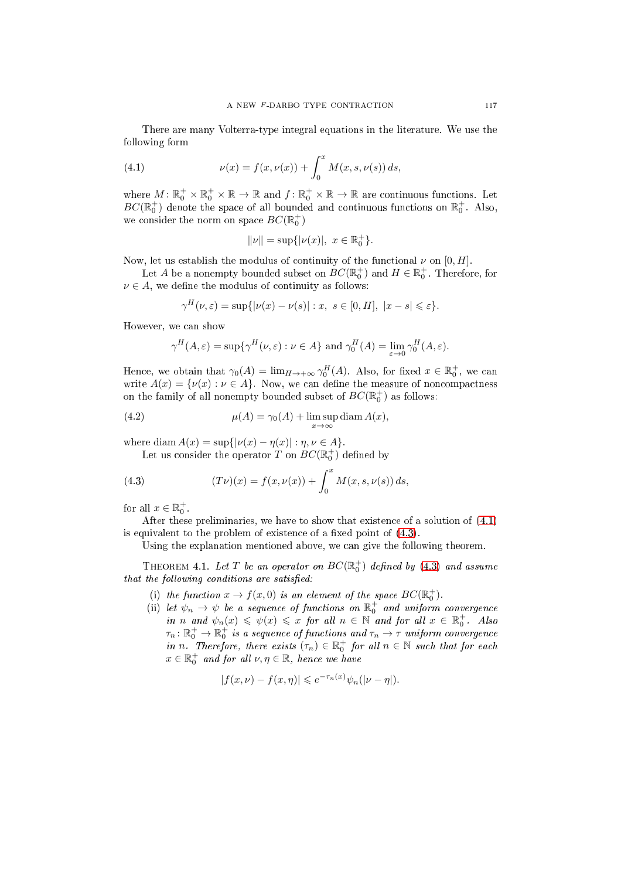There are many Volterra-type integral equations in the literature. We use the following form

$$\nu(x) = f(x, \nu(x)) + \int_0^x M(x, s, \nu(s))\, ds, \tag{4.1}$$

where $M\colon \mathbb{R}_0^+ \times \mathbb{R}_0^+ \times \mathbb{R} \to \mathbb{R}$ and $f\colon \mathbb{R}_0^+ \times \mathbb{R} \to \mathbb{R}$ are continuous functions. Let $BC(\mathbb{R}_0^+)$ denote the space of all bounded and continuous functions on $\mathbb{R}_0^+$. Also, we consider the norm on space $BC(\mathbb{R}_0^+)$

$$\|\nu\| = \sup\{|\nu(x)|,\ x \in \mathbb{R}_0^+\}.$$

Now, let us establish the modulus of continuity of the functional $\nu$ on $[0, H]$.

Let $A$ be a nonempty bounded subset on $BC(\mathbb{R}_0^+)$ and $H \in \mathbb{R}_0^+$. Therefore, for $\nu \in A$, we define the modulus of continuity as follows:

$$\gamma^H(\nu, \varepsilon) = \sup\{|\nu(x) - \nu(s)| : x,\ s \in [0, H],\ |x - s| \leqslant \varepsilon\}.$$

However, we can show

$$\gamma^H(A, \varepsilon) = \sup\{\gamma^H(\nu, \varepsilon) : \nu \in A\} \text{ and } \gamma_0^H(A) = \lim_{\varepsilon \to 0} \gamma_0^H(A, \varepsilon).$$

Hence, we obtain that $\gamma_0(A) = \lim_{H \to +\infty} \gamma_0^H(A)$. Also, for fixed $x \in \mathbb{R}_0^+$, we can write $A(x) = \{\nu(x) : \nu \in A\}$. Now, we can define the measure of noncompactness on the family of all nonempty bounded subset of $BC(\mathbb{R}_0^+)$ as follows:

$$\mu(A) = \gamma_0(A) + \limsup_{x \to \infty} \operatorname{diam} A(x), \tag{4.2}$$

where $\operatorname{diam} A(x) = \sup\{|\nu(x) - \eta(x)| : \eta, \nu \in A\}$.

Let us consider the operator $T$ on $BC(\mathbb{R}_0^+)$ defined by

$$(T\nu)(x) = f(x, \nu(x)) + \int_0^x M(x, s, \nu(s))\, ds, \tag{4.3}$$

for all $x \in \mathbb{R}_0^+$.

After these preliminaries, we have to show that existence of a solution of (4.1) is equivalent to the problem of existence of a fixed point of (4.3).

Using the explanation mentioned above, we can give the following theorem.

**Theorem 4.1.** *Let $T$ be an operator on $BC(\mathbb{R}_0^+)$ defined by (4.3) and assume that the following conditions are satisfied:*

(i) *the function $x \to f(x, 0)$ is an element of the space $BC(\mathbb{R}_0^+)$.*

(ii) *let $\psi_n \to \psi$ be a sequence of functions on $\mathbb{R}_0^+$ and uniform convergence in $n$ and $\psi_n(x) \leqslant \psi(x) \leqslant x$ for all $n \in \mathbb{N}$ and for all $x \in \mathbb{R}_0^+$. Also $\tau_n\colon \mathbb{R}_0^+ \to \mathbb{R}_0^+$ is a sequence of functions and $\tau_n \to \tau$ uniform convergence in $n$. Therefore, there exists $(\tau_n) \in \mathbb{R}_0^+$ for all $n \in \mathbb{N}$ such that for each $x \in \mathbb{R}_0^+$ and for all $\nu, \eta \in \mathbb{R}$, hence we have*

$$|f(x, \nu) - f(x, \eta)| \leqslant e^{-\tau_n(x)} \psi_n(|\nu - \eta|).$$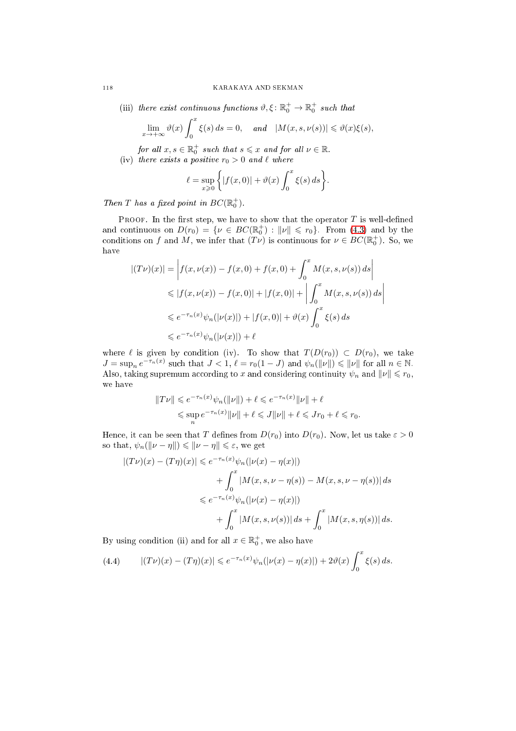(iii) *there exist continuous functions* $\vartheta, \xi \colon \mathbb{R}_0^+ \to \mathbb{R}_0^+$ *such that*

$$\lim_{x \to +\infty} \vartheta(x) \int_0^x \xi(s)\, ds = 0, \quad \textit{and} \quad |M(x, s, \nu(s))| \leqslant \vartheta(x)\xi(s),$$

*for all* $x, s \in \mathbb{R}_0^+$ *such that* $s \leqslant x$ *and for all* $\nu \in \mathbb{R}$.

(iv) *there exists a positive* $r_0 > 0$ *and* $\ell$ *where*

$$\ell = \sup_{x \geqslant 0} \left\{ |f(x,0)| + \vartheta(x) \int_0^x \xi(s)\, ds \right\}.$$

*Then* $T$ *has a fixed point in* $BC(\mathbb{R}_0^+)$.

Proof. In the first step, we have to show that the operator $T$ is well-defined and continuous on $D(r_0) = \{\nu \in BC(\mathbb{R}_0^+) : \|\nu\| \leqslant r_0\}$. From (4.3) and by the conditions on $f$ and $M$, we infer that $(T\nu)$ is continuous for $\nu \in BC(\mathbb{R}_0^+)$. So, we have

$$\begin{aligned}
|(T\nu)(x)| &= \left| f(x, \nu(x)) - f(x,0) + f(x,0) + \int_0^x M(x, s, \nu(s))\, ds \right| \\
&\leqslant |f(x, \nu(x)) - f(x,0)| + |f(x,0)| + \left| \int_0^x M(x, s, \nu(s))\, ds \right| \\
&\leqslant e^{-\tau_n(x)} \psi_n(|\nu(x)|) + |f(x,0)| + \vartheta(x) \int_0^x \xi(s)\, ds \\
&\leqslant e^{-\tau_n(x)} \psi_n(|\nu(x)|) + \ell
\end{aligned}$$

where $\ell$ is given by condition (iv). To show that $T(D(r_0)) \subset D(r_0)$, we take $J = \sup_n e^{-\tau_n(x)}$ such that $J < 1$, $\ell = r_0(1 - J)$ and $\psi_n(\|\nu\|) \leqslant \|\nu\|$ for all $n \in \mathbb{N}$. Also, taking supremum according to $x$ and considering continuity $\psi_n$ and $\|\nu\| \leqslant r_0$, we have

$$\begin{aligned}
\|T\nu\| &\leqslant e^{-\tau_n(x)} \psi_n(\|\nu\|) + \ell \leqslant e^{-\tau_n(x)} \|\nu\| + \ell \\
&\leqslant \sup_n e^{-\tau_n(x)} \|\nu\| + \ell \leqslant J\|\nu\| + \ell \leqslant J r_0 + \ell \leqslant r_0.
\end{aligned}$$

Hence, it can be seen that $T$ defines from $D(r_0)$ into $D(r_0)$. Now, let us take $\varepsilon > 0$ so that, $\psi_n(\|\nu - \eta\|) \leqslant \|\nu - \eta\| \leqslant \varepsilon$, we get

$$\begin{aligned}
|(T\nu)(x) - (T\eta)(x)| &\leqslant e^{-\tau_n(x)} \psi_n(|\nu(x) - \eta(x)|) \\
&\qquad + \int_0^x |M(x, s, \nu - \eta(s)) - M(x, s, \nu - \eta(s))|\, ds \\
&\leqslant e^{-\tau_n(x)} \psi_n(|\nu(x) - \eta(x)|) \\
&\qquad + \int_0^x |M(x, s, \nu(s))|\, ds + \int_0^x |M(x, s, \eta(s))|\, ds.
\end{aligned}$$

By using condition (ii) and for all $x \in \mathbb{R}_0^+$, we also have

$$|(T\nu)(x) - (T\eta)(x)| \leqslant e^{-\tau_n(x)} \psi_n(|\nu(x) - \eta(x)|) + 2\vartheta(x) \int_0^x \xi(s)\, ds. \tag{4.4}$$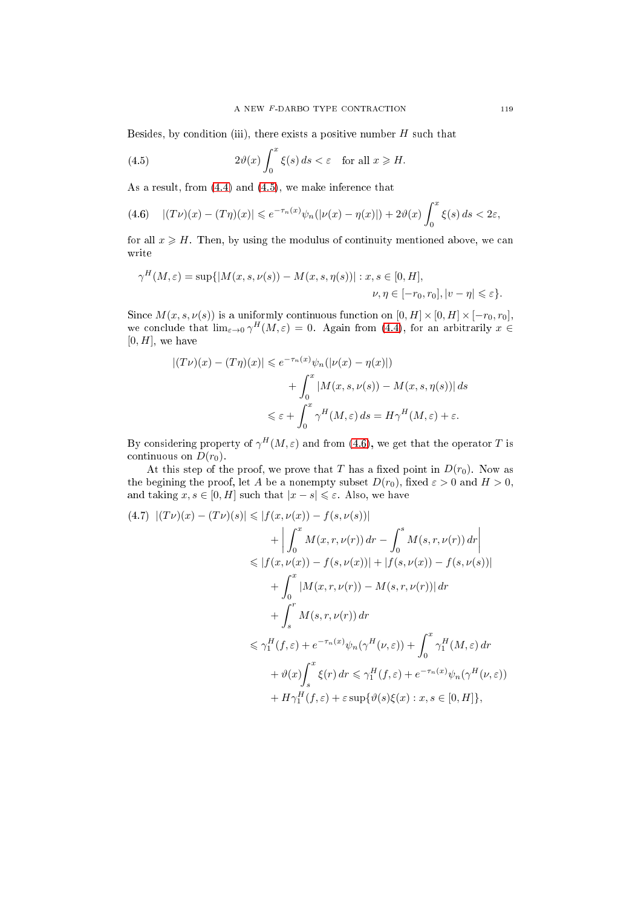Besides, by condition (iii), there exists a positive number $H$ such that

$$2\vartheta(x)\int_0^x \xi(s)\,ds < \varepsilon \quad \text{for all } x \geqslant H. \tag{4.5}$$

As a result, from (4.4) and (4.5), we make inference that

$$|(T\nu)(x)-(T\eta)(x)| \leqslant e^{-\tau_n(x)}\psi_n(|\nu(x)-\eta(x)|) + 2\vartheta(x)\int_0^x \xi(s)\,ds < 2\varepsilon, \tag{4.6}$$

for all $x \geqslant H$. Then, by using the modulus of continuity mentioned above, we can write

$$\gamma^H(M,\varepsilon) = \sup\{|M(x,s,\nu(s)) - M(x,s,\eta(s))| : x,s \in [0,H], \\ \nu,\eta \in [-r_0,r_0], |v-\eta| \leqslant \varepsilon\}.$$

Since $M(x,s,\nu(s))$ is a uniformly continuous function on $[0,H]\times[0,H]\times[-r_0,r_0]$, we conclude that $\lim_{\varepsilon\to 0}\gamma^H(M,\varepsilon) = 0$. Again from (4.4), for an arbitrarily $x \in [0,H]$, we have

$$\begin{aligned}
|(T\nu)(x)-(T\eta)(x)| &\leqslant e^{-\tau_n(x)}\psi_n(|\nu(x)-\eta(x)|) \\
&\quad + \int_0^x |M(x,s,\nu(s)) - M(x,s,\eta(s))|\,ds \\
&\leqslant \varepsilon + \int_0^x \gamma^H(M,\varepsilon)\,ds = H\gamma^H(M,\varepsilon) + \varepsilon.
\end{aligned}$$

By considering property of $\gamma^H(M,\varepsilon)$ and from (4.6), we get that the operator $T$ is continuous on $D(r_0)$.

At this step of the proof, we prove that $T$ has a fixed point in $D(r_0)$. Now as the begining the proof, let $A$ be a nonempty subset $D(r_0)$, fixed $\varepsilon > 0$ and $H > 0$, and taking $x,s \in [0,H]$ such that $|x-s| \leqslant \varepsilon$. Also, we have

$$\begin{aligned}
|(T\nu)(x)-(T\nu)(s)| &\leqslant |f(x,\nu(x)) - f(s,\nu(s))| \\
&\quad + \left|\int_0^x M(x,r,\nu(r))\,dr - \int_0^s M(s,r,\nu(r))\,dr\right| \\
&\leqslant |f(x,\nu(x)) - f(s,\nu(x))| + |f(s,\nu(x)) - f(s,\nu(s))| \\
&\quad + \int_0^x |M(x,r,\nu(r)) - M(s,r,\nu(r))|\,dr \\
&\quad + \int_s^r M(s,r,\nu(r))\,dr \\
&\leqslant \gamma_1^H(f,\varepsilon) + e^{-\tau_n(x)}\psi_n(\gamma^H(\nu,\varepsilon)) + \int_0^x \gamma_1^H(M,\varepsilon)\,dr \\
&\quad + \vartheta(x)\int_s^x \xi(r)\,dr \leqslant \gamma_1^H(f,\varepsilon) + e^{-\tau_n(x)}\psi_n(\gamma^H(\nu,\varepsilon)) \\
&\quad + H\gamma_1^H(f,\varepsilon) + \varepsilon\sup\{\vartheta(s)\xi(x) : x,s \in [0,H]\},
\end{aligned} \tag{4.7}$$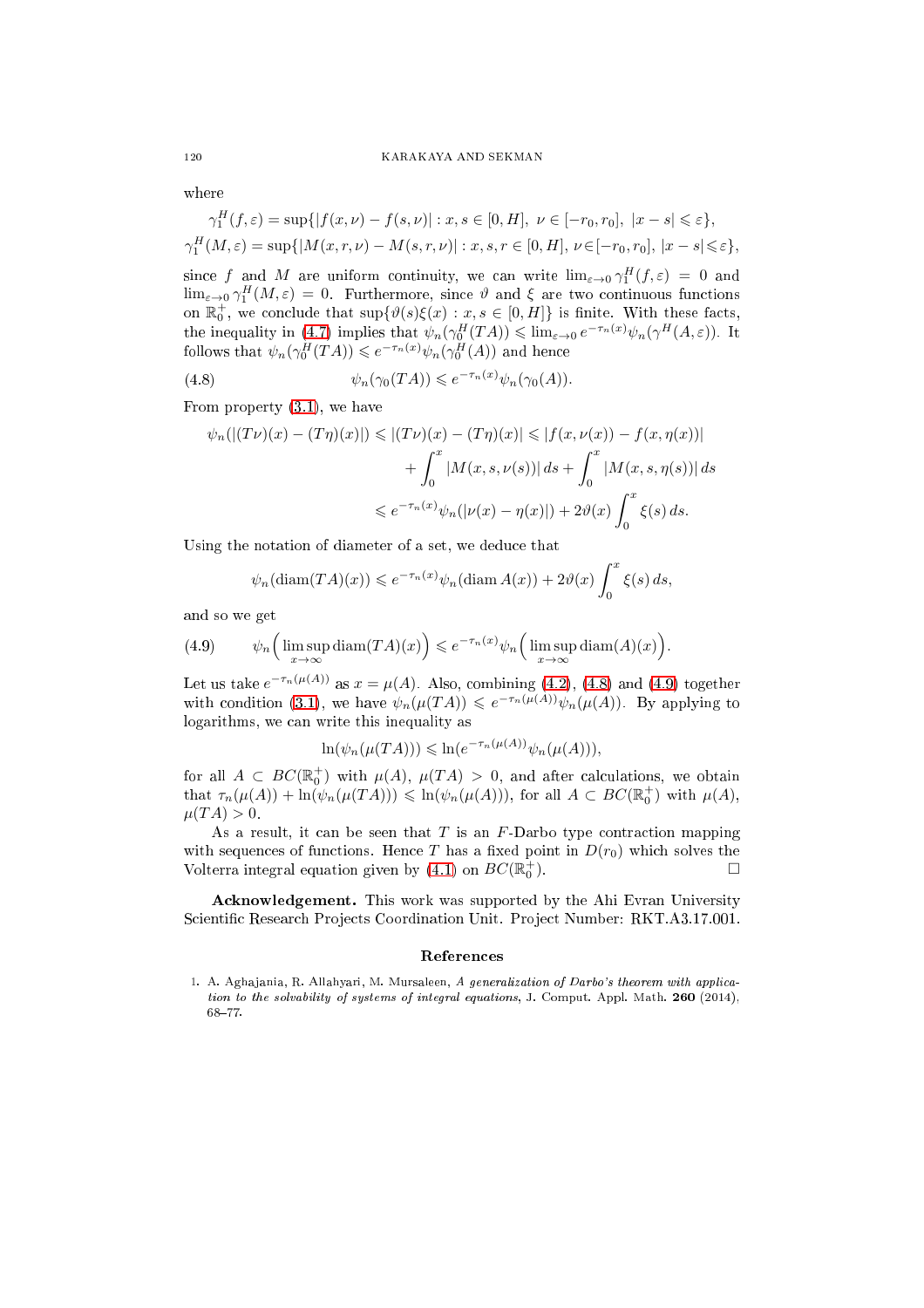where

$$\gamma_1^H(f,\varepsilon) = \sup\{|f(x,\nu) - f(s,\nu)| : x,s \in [0,H],\ \nu \in [-r_0,r_0],\ |x-s| \leqslant \varepsilon\},$$

$$\gamma_1^H(M,\varepsilon) = \sup\{|M(x,r,\nu) - M(s,r,\nu)| : x,s,r \in [0,H],\ \nu \in [-r_0,r_0],\ |x-s| \leqslant \varepsilon\},$$

since $f$ and $M$ are uniform continuity, we can write $\lim_{\varepsilon\to 0}\gamma_1^H(f,\varepsilon) = 0$ and $\lim_{\varepsilon\to 0}\gamma_1^H(M,\varepsilon) = 0$. Furthermore, since $\vartheta$ and $\xi$ are two continuous functions on $\mathbb{R}_0^+$, we conclude that $\sup\{\vartheta(s)\xi(x) : x,s \in [0,H]\}$ is finite. With these facts, the inequality in (4.7) implies that $\psi_n(\gamma_0^H(TA)) \leqslant \lim_{\varepsilon\to 0} e^{-\tau_n(x)}\psi_n(\gamma^H(A,\varepsilon))$. It follows that $\psi_n(\gamma_0^H(TA)) \leqslant e^{-\tau_n(x)}\psi_n(\gamma_0^H(A))$ and hence

$$\psi_n(\gamma_0(TA)) \leqslant e^{-\tau_n(x)}\psi_n(\gamma_0(A)). \tag{4.8}$$

From property (3.1), we have

$$\begin{aligned}
\psi_n(|(T\nu)(x) - (T\eta)(x)|) \leqslant |(T\nu)(x) - (T\eta)(x)| &\leqslant |f(x,\nu(x)) - f(x,\eta(x))| \\
&\quad + \int_0^x |M(x,s,\nu(s))|\,ds + \int_0^x |M(x,s,\eta(s))|\,ds \\
&\leqslant e^{-\tau_n(x)}\psi_n(|\nu(x) - \eta(x)|) + 2\vartheta(x)\int_0^x \xi(s)\,ds.
\end{aligned}$$

Using the notation of diameter of a set, we deduce that

$$\psi_n(\operatorname{diam}(TA)(x)) \leqslant e^{-\tau_n(x)}\psi_n(\operatorname{diam} A(x)) + 2\vartheta(x)\int_0^x \xi(s)\,ds,$$

and so we get

$$\psi_n\Big(\limsup_{x\to\infty} \operatorname{diam}(TA)(x)\Big) \leqslant e^{-\tau_n(x)}\psi_n\Big(\limsup_{x\to\infty} \operatorname{diam}(A)(x)\Big). \tag{4.9}$$

Let us take $e^{-\tau_n(\mu(A))}$ as $x = \mu(A)$. Also, combining (4.2), (4.8) and (4.9) together with condition (3.1), we have $\psi_n(\mu(TA)) \leqslant e^{-\tau_n(\mu(A))}\psi_n(\mu(A))$. By applying to logarithms, we can write this inequality as

$$\ln(\psi_n(\mu(TA))) \leqslant \ln(e^{-\tau_n(\mu(A))}\psi_n(\mu(A))),$$

for all $A \subset BC(\mathbb{R}_0^+)$ with $\mu(A)$, $\mu(TA) > 0$, and after calculations, we obtain that $\tau_n(\mu(A)) + \ln(\psi_n(\mu(TA))) \leqslant \ln(\psi_n(\mu(A)))$, for all $A \subset BC(\mathbb{R}_0^+)$ with $\mu(A)$, $\mu(TA) > 0$.

As a result, it can be seen that $T$ is an $F$-Darbo type contraction mapping with sequences of functions. Hence $T$ has a fixed point in $D(r_0)$ which solves the Volterra integral equation given by (4.1) on $BC(\mathbb{R}_0^+)$. □

**Acknowledgement.** This work was supported by the Ahi Evran University Scientific Research Projects Coordination Unit. Project Number: RKT.A3.17.001.

## References

1. A. Aghajania, R. Allahyari, M. Mursaleen, *A generalization of Darbo's theorem with application to the solvability of systems of integral equations*, J. Comput. Appl. Math. **260** (2014), 68–77.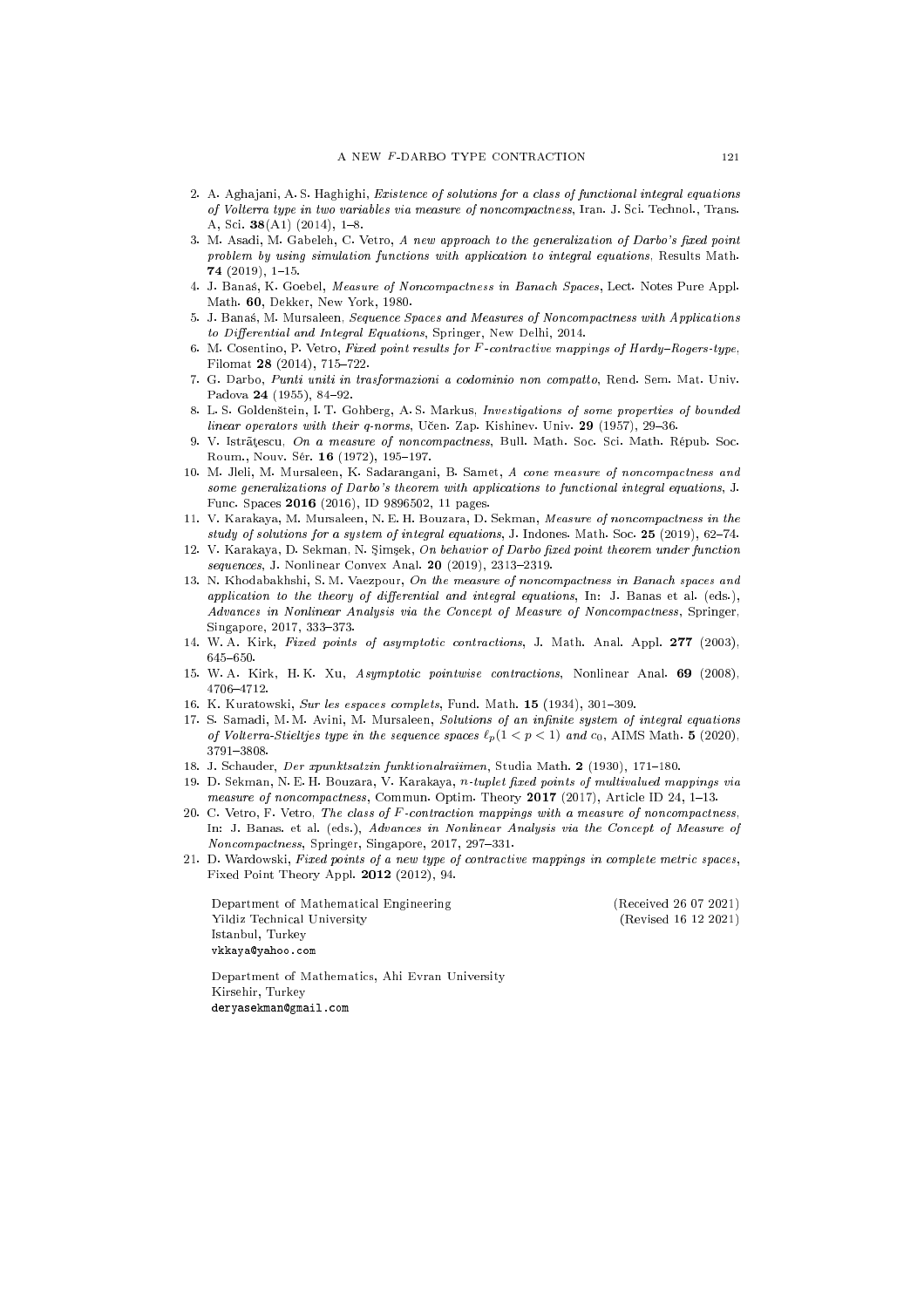2. A. Aghajani, A. S. Haghighi, *Existence of solutions for a class of functional integral equations of Volterra type in two variables via measure of noncompactness*, Iran. J. Sci. Technol., Trans. A, Sci. **38**(A1) (2014), 1–8.
3. M. Asadi, M. Gabeleh, C. Vetro, *A new approach to the generalization of Darbo's fixed point problem by using simulation functions with application to integral equations*, Results Math. **74** (2019), 1–15.
4. J. Banaś, K. Goebel, *Measure of Noncompactness in Banach Spaces*, Lect. Notes Pure Appl. Math. **60**, Dekker, New York, 1980.
5. J. Banaś, M. Mursaleen, *Sequence Spaces and Measures of Noncompactness with Applications to Differential and Integral Equations*, Springer, New Delhi, 2014.
6. M. Cosentino, P. Vetro, *Fixed point results for $F$-contractive mappings of Hardy–Rogers-type*, Filomat **28** (2014), 715–722.
7. G. Darbo, *Punti uniti in trasformazioni a codominio non compatto*, Rend. Sem. Mat. Univ. Padova **24** (1955), 84–92.
8. L. S. Goldenštein, I. T. Gohberg, A. S. Markus, *Investigations of some properties of bounded linear operators with their q-norms*, Učen. Zap. Kishinev. Univ. **29** (1957), 29–36.
9. V. Istrăţescu, *On a measure of noncompactness*, Bull. Math. Soc. Sci. Math. Répub. Soc. Roum., Nouv. Sér. **16** (1972), 195–197.
10. M. Jleli, M. Mursaleen, K. Sadarangani, B. Samet, *A cone measure of noncompactness and some generalizations of Darbo's theorem with applications to functional integral equations*, J. Func. Spaces **2016** (2016), ID 9896502, 11 pages.
11. V. Karakaya, M. Mursaleen, N. E. H. Bouzara, D. Sekman, *Measure of noncompactness in the study of solutions for a system of integral equations*, J. Indones. Math. Soc. **25** (2019), 62–74.
12. V. Karakaya, D. Sekman, N. Şimşek, *On behavior of Darbo fixed point theorem under function sequences*, J. Nonlinear Convex Anal. **20** (2019), 2313–2319.
13. N. Khodabakhshi, S. M. Vaezpour, *On the measure of noncompactness in Banach spaces and application to the theory of differential and integral equations*, In: J. Banas et al. (eds.), *Advances in Nonlinear Analysis via the Concept of Measure of Noncompactness*, Springer, Singapore, 2017, 333–373.
14. W. A. Kirk, *Fixed points of asymptotic contractions*, J. Math. Anal. Appl. **277** (2003), 645–650.
15. W. A. Kirk, H. K. Xu, *Asymptotic pointwise contractions*, Nonlinear Anal. **69** (2008), 4706–4712.
16. K. Kuratowski, *Sur les espaces complets*, Fund. Math. **15** (1934), 301–309.
17. S. Samadi, M. M. Avini, M. Mursaleen, *Solutions of an infinite system of integral equations of Volterra-Stieltjes type in the sequence spaces $\ell_p (1 < p < 1)$ and $c_0$*, AIMS Math. **5** (2020), 3791–3808.
18. J. Schauder, *Der xpunktsatzin funktionalraiimen*, Studia Math. **2** (1930), 171–180.
19. D. Sekman, N. E. H. Bouzara, V. Karakaya, *n-tuplet fixed points of multivalued mappings via measure of noncompactness*, Commun. Optim. Theory **2017** (2017), Article ID 24, 1–13.
20. C. Vetro, F. Vetro, *The class of $F$-contraction mappings with a measure of noncompactness*, In: J. Banas. et al. (eds.), *Advances in Nonlinear Analysis via the Concept of Measure of Noncompactness*, Springer, Singapore, 2017, 297–331.
21. D. Wardowski, *Fixed points of a new type of contractive mappings in complete metric spaces*, Fixed Point Theory Appl. **2012** (2012), 94.

Department of Mathematical Engineering
Yildiz Technical University
Istanbul, Turkey
vkkaya@yahoo.com

(Received 26 07 2021)
(Revised 16 12 2021)

Department of Mathematics, Ahi Evran University
Kirsehir, Turkey
deryasekman@gmail.com